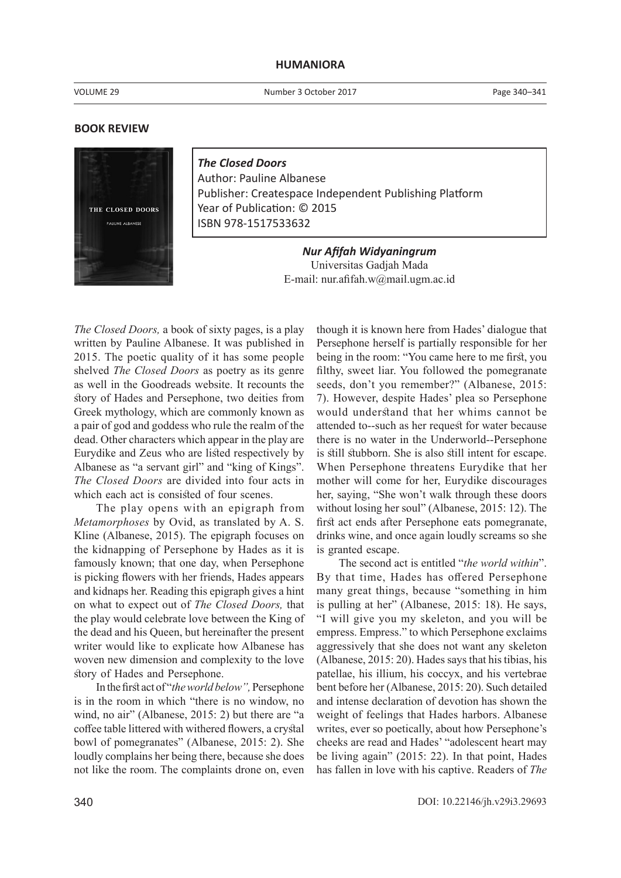## BOOK REVIEW

***The Closed Doors***
Author: Pauline Albanese
Publisher: Createspace Independent Publishing Platform
Year of Publication: © 2015
ISBN 978-1517533632

***Nur Afifah Widyaningrum***
Universitas Gadjah Mada
E-mail: nur.afifah.w@mail.ugm.ac.id

*The Closed Doors,* a book of sixty pages, is a play written by Pauline Albanese. It was published in 2015. The poetic quality of it has some people shelved *The Closed Doors* as poetry as its genre as well in the Goodreads website. It recounts the story of Hades and Persephone, two deities from Greek mythology, which are commonly known as a pair of god and goddess who rule the realm of the dead. Other characters which appear in the play are Eurydike and Zeus who are listed respectively by Albanese as "a servant girl" and "king of Kings". *The Closed Doors* are divided into four acts in which each act is consisted of four scenes.

The play opens with an epigraph from *Metamorphoses* by Ovid, as translated by A. S. Kline (Albanese, 2015). The epigraph focuses on the kidnapping of Persephone by Hades as it is famously known; that one day, when Persephone is picking flowers with her friends, Hades appears and kidnaps her. Reading this epigraph gives a hint on what to expect out of *The Closed Doors,* that the play would celebrate love between the King of the dead and his Queen, but hereinafter the present writer would like to explicate how Albanese has woven new dimension and complexity to the love story of Hades and Persephone.

In the first act of "*the world below",* Persephone is in the room in which "there is no window, no wind, no air" (Albanese, 2015: 2) but there are "a coffee table littered with withered flowers, a crystal bowl of pomegranates" (Albanese, 2015: 2). She loudly complains her being there, because she does not like the room. The complaints drone on, even though it is known here from Hades' dialogue that Persephone herself is partially responsible for her being in the room: "You came here to me first, you filthy, sweet liar. You followed the pomegranate seeds, don't you remember?" (Albanese, 2015: 7). However, despite Hades' plea so Persephone would understand that her whims cannot be attended to--such as her request for water because there is no water in the Underworld--Persephone is still stubborn. She is also still intent for escape. When Persephone threatens Eurydike that her mother will come for her, Eurydike discourages her, saying, "She won't walk through these doors without losing her soul" (Albanese, 2015: 12). The first act ends after Persephone eats pomegranate, drinks wine, and once again loudly screams so she is granted escape.

The second act is entitled "*the world within*". By that time, Hades has offered Persephone many great things, because "something in him is pulling at her" (Albanese, 2015: 18). He says, "I will give you my skeleton, and you will be empress. Empress." to which Persephone exclaims aggressively that she does not want any skeleton (Albanese, 2015: 20). Hades says that his tibias, his patellae, his illium, his coccyx, and his vertebrae bent before her (Albanese, 2015: 20). Such detailed and intense declaration of devotion has shown the weight of feelings that Hades harbors. Albanese writes, ever so poetically, about how Persephone's cheeks are read and Hades' "adolescent heart may be living again" (2015: 22). In that point, Hades has fallen in love with his captive. Readers of *The*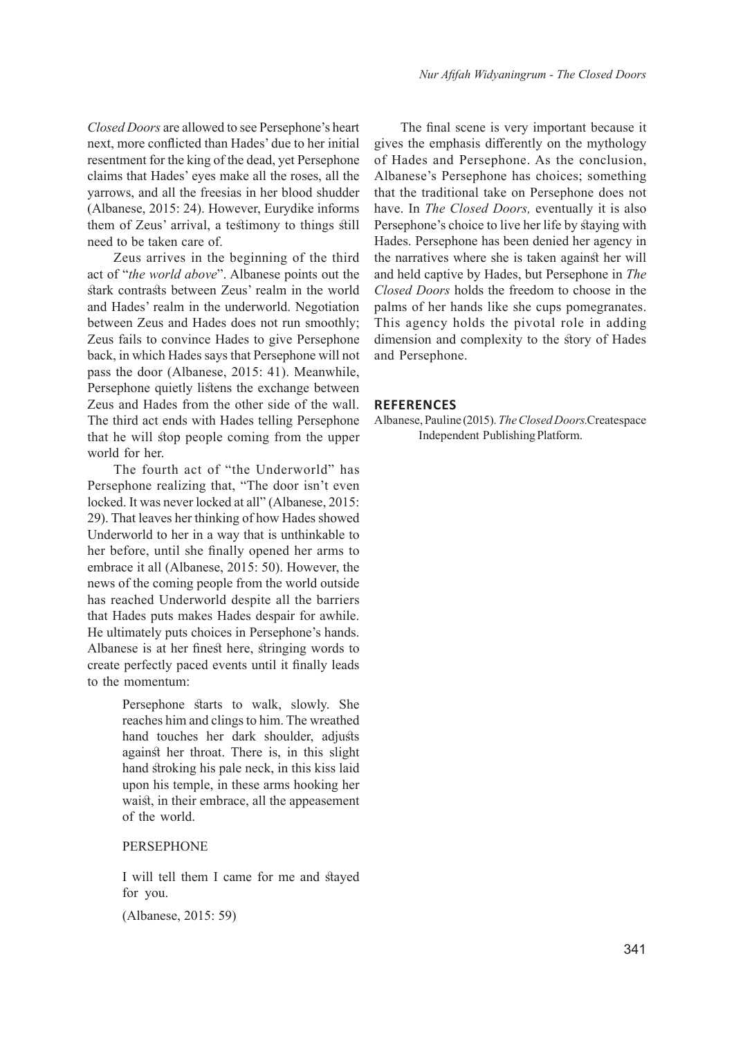*Closed Doors* are allowed to see Persephone's heart next, more conflicted than Hades' due to her initial resentment for the king of the dead, yet Persephone claims that Hades' eyes make all the roses, all the yarrows, and all the freesias in her blood shudder (Albanese, 2015: 24). However, Eurydike informs them of Zeus' arrival, a testimony to things still need to be taken care of.

Zeus arrives in the beginning of the third act of "*the world above*". Albanese points out the stark contrasts between Zeus' realm in the world and Hades' realm in the underworld. Negotiation between Zeus and Hades does not run smoothly; Zeus fails to convince Hades to give Persephone back, in which Hades says that Persephone will not pass the door (Albanese, 2015: 41). Meanwhile, Persephone quietly listens the exchange between Zeus and Hades from the other side of the wall. The third act ends with Hades telling Persephone that he will stop people coming from the upper world for her.

The fourth act of "the Underworld" has Persephone realizing that, "The door isn't even locked. It was never locked at all" (Albanese, 2015: 29). That leaves her thinking of how Hades showed Underworld to her in a way that is unthinkable to her before, until she finally opened her arms to embrace it all (Albanese, 2015: 50). However, the news of the coming people from the world outside has reached Underworld despite all the barriers that Hades puts makes Hades despair for awhile. He ultimately puts choices in Persephone's hands. Albanese is at her finest here, stringing words to create perfectly paced events until it finally leads to the momentum:

> Persephone starts to walk, slowly. She reaches him and clings to him. The wreathed hand touches her dark shoulder, adjusts against her throat. There is, in this slight hand stroking his pale neck, in this kiss laid upon his temple, in these arms hooking her waist, in their embrace, all the appeasement of the world.
>
> PERSEPHONE
>
> I will tell them I came for me and stayed for you.
>
> (Albanese, 2015: 59)

The final scene is very important because it gives the emphasis differently on the mythology of Hades and Persephone. As the conclusion, Albanese's Persephone has choices; something that the traditional take on Persephone does not have. In *The Closed Doors,* eventually it is also Persephone's choice to live her life by staying with Hades. Persephone has been denied her agency in the narratives where she is taken against her will and held captive by Hades, but Persephone in *The Closed Doors* holds the freedom to choose in the palms of her hands like she cups pomegranates. This agency holds the pivotal role in adding dimension and complexity to the story of Hades and Persephone.

## REFERENCES

Albanese, Pauline (2015). *The Closed Doors.*Createspace Independent Publishing Platform.